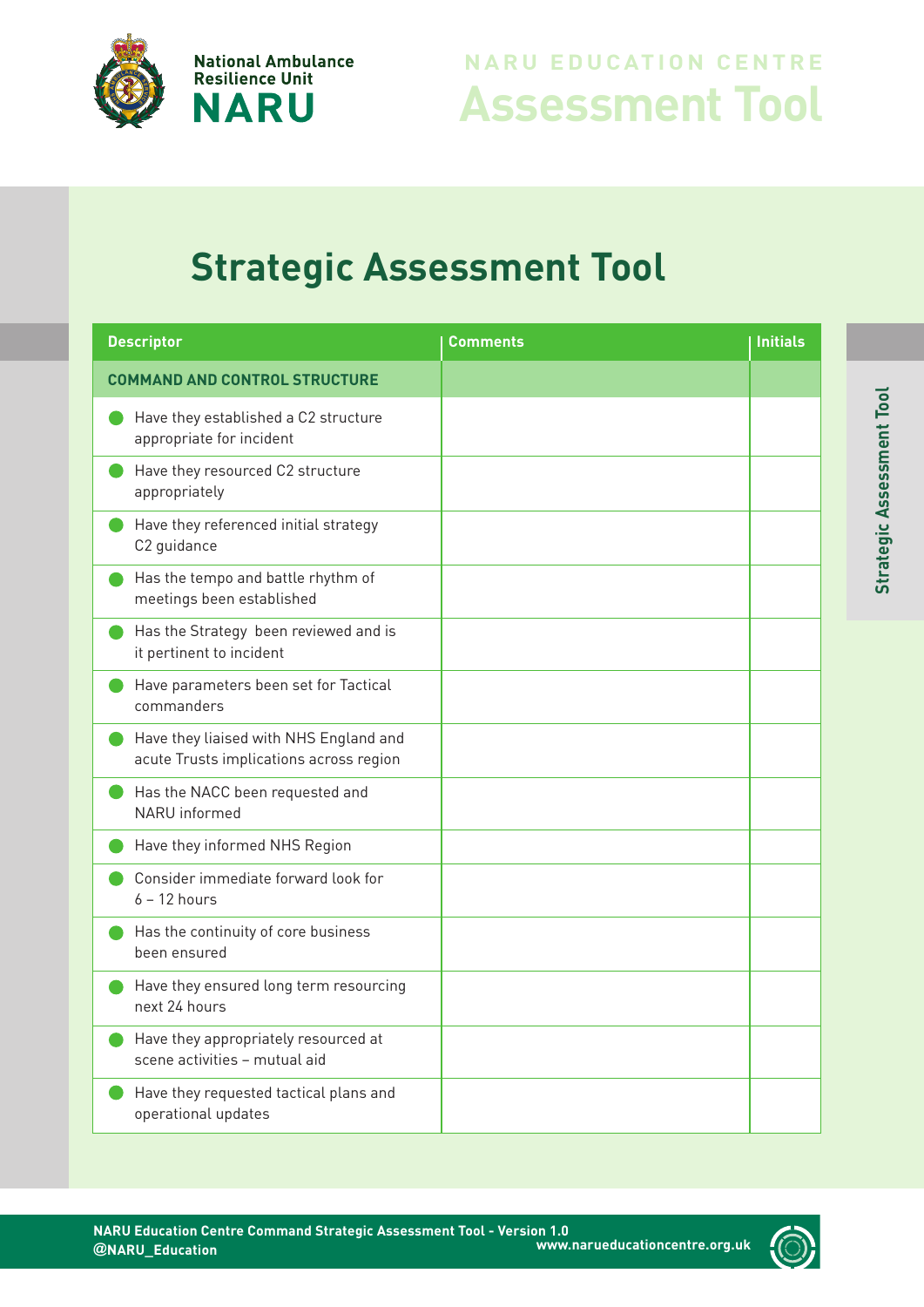National Ambulance Resilience Unit
**NARU**

NARU EDUCATION CENTRE
# Assessment Tool

## Strategic Assessment Tool

| Descriptor | Comments | Initials |
|---|---|---|
| **COMMAND AND CONTROL STRUCTURE** | | |
| Have they established a C2 structure appropriate for incident | | |
| Have they resourced C2 structure appropriately | | |
| Have they referenced initial strategy C2 guidance | | |
| Has the tempo and battle rhythm of meetings been established | | |
| Has the Strategy been reviewed and is it pertinent to incident | | |
| Have parameters been set for Tactical commanders | | |
| Have they liaised with NHS England and acute Trusts implications across region | | |
| Has the NACC been requested and NARU informed | | |
| Have they informed NHS Region | | |
| Consider immediate forward look for 6 – 12 hours | | |
| Has the continuity of core business been ensured | | |
| Have they ensured long term resourcing next 24 hours | | |
| Have they appropriately resourced at scene activities – mutual aid | | |
| Have they requested tactical plans and operational updates | | |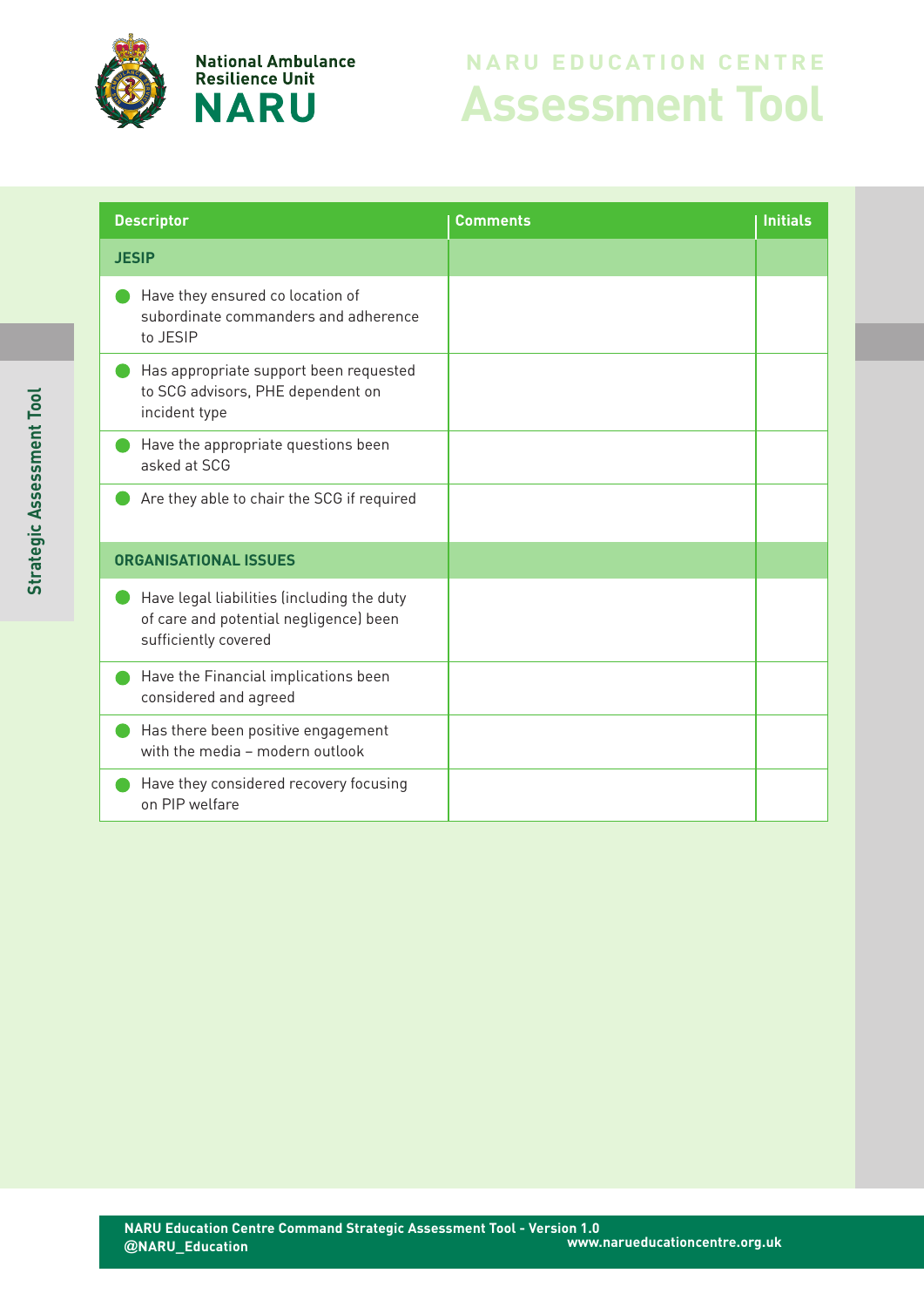National Ambulance Resilience Unit
NARU

NARU EDUCATION CENTRE
# Assessment Tool

Strategic Assessment Tool

| Descriptor | Comments | Initials |
|---|---|---|
| **JESIP** | | |
| Have they ensured co location of subordinate commanders and adherence to JESIP | | |
| Has appropriate support been requested to SCG advisors, PHE dependent on incident type | | |
| Have the appropriate questions been asked at SCG | | |
| Are they able to chair the SCG if required | | |
| **ORGANISATIONAL ISSUES** | | |
| Have legal liabilities (including the duty of care and potential negligence) been sufficiently covered | | |
| Have the Financial implications been considered and agreed | | |
| Has there been positive engagement with the media – modern outlook | | |
| Have they considered recovery focusing on PIP welfare | | |

**NARU Education Centre Command Strategic Assessment Tool - Version 1.0**
**@NARU_Education**
**www.narueducationcentre.org.uk**